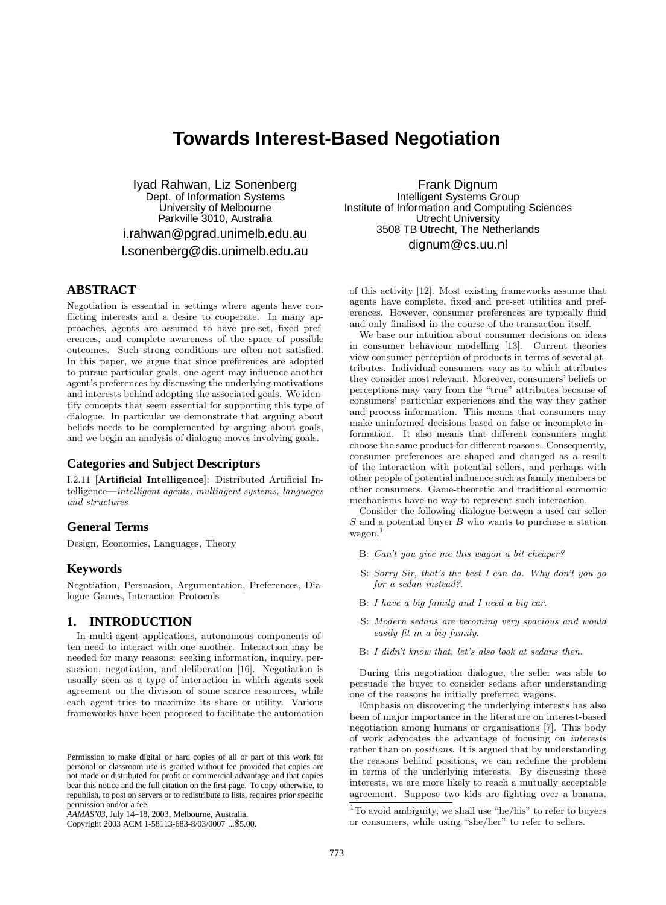# Towards Interest-Based Negotiation

Iyad Rahwan, Liz Sonenberg
Dept. of Information Systems
University of Melbourne
Parkville 3010, Australia
i.rahwan@pgrad.unimelb.edu.au
l.sonenberg@dis.unimelb.edu.au

Frank Dignum
Intelligent Systems Group
Institute of Information and Computing Sciences
Utrecht University
3508 TB Utrecht, The Netherlands
dignum@cs.uu.nl

## ABSTRACT

Negotiation is essential in settings where agents have conflicting interests and a desire to cooperate. In many approaches, agents are assumed to have pre-set, fixed preferences, and complete awareness of the space of possible outcomes. Such strong conditions are often not satisfied. In this paper, we argue that since preferences are adopted to pursue particular goals, one agent may influence another agent's preferences by discussing the underlying motivations and interests behind adopting the associated goals. We identify concepts that seem essential for supporting this type of dialogue. In particular we demonstrate that arguing about beliefs needs to be complemented by arguing about goals, and we begin an analysis of dialogue moves involving goals.

### Categories and Subject Descriptors

I.2.11 [**Artificial Intelligence**]: Distributed Artificial Intelligence—*intelligent agents, multiagent systems, languages and structures*

### General Terms

Design, Economics, Languages, Theory

### Keywords

Negotiation, Persuasion, Argumentation, Preferences, Dialogue Games, Interaction Protocols

## 1. INTRODUCTION

In multi-agent applications, autonomous components often need to interact with one another. Interaction may be needed for many reasons: seeking information, inquiry, persuasion, negotiation, and deliberation [16]. Negotiation is usually seen as a type of interaction in which agents seek agreement on the division of some scarce resources, while each agent tries to maximize its share or utility. Various frameworks have been proposed to facilitate the automation of this activity [12]. Most existing frameworks assume that agents have complete, fixed and pre-set utilities and preferences. However, consumer preferences are typically fluid and only finalised in the course of the transaction itself.

We base our intuition about consumer decisions on ideas in consumer behaviour modelling [13]. Current theories view consumer perception of products in terms of several attributes. Individual consumers vary as to which attributes they consider most relevant. Moreover, consumers' beliefs or perceptions may vary from the "true" attributes because of consumers' particular experiences and the way they gather and process information. This means that consumers may make uninformed decisions based on false or incomplete information. It also means that different consumers might choose the same product for different reasons. Consequently, consumer preferences are shaped and changed as a result of the interaction with potential sellers, and perhaps with other people of potential influence such as family members or other consumers. Game-theoretic and traditional economic mechanisms have no way to represent such interaction.

Consider the following dialogue between a used car seller $S$ and a potential buyer $B$ who wants to purchase a station wagon.[1]

- B: *Can't you give me this wagon a bit cheaper?*
- S: *Sorry Sir, that's the best I can do. Why don't you go for a sedan instead?.*
- B: *I have a big family and I need a big car.*
- S: *Modern sedans are becoming very spacious and would easily fit in a big family.*
- B: *I didn't know that, let's also look at sedans then.*

During this negotiation dialogue, the seller was able to persuade the buyer to consider sedans after understanding one of the reasons he initially preferred wagons.

Emphasis on discovering the underlying interests has also been of major importance in the literature on interest-based negotiation among humans or organisations [7]. This body of work advocates the advantage of focusing on *interests* rather than on *positions*. It is argued that by understanding the reasons behind positions, we can redefine the problem in terms of the underlying interests. By discussing these interests, we are more likely to reach a mutually acceptable agreement. Suppose two kids are fighting over a banana.

[1] To avoid ambiguity, we shall use "he/his" to refer to buyers or consumers, while using "she/her" to refer to sellers.

Permission to make digital or hard copies of all or part of this work for personal or classroom use is granted without fee provided that copies are not made or distributed for profit or commercial advantage and that copies bear this notice and the full citation on the first page. To copy otherwise, to republish, to post on servers or to redistribute to lists, requires prior specific permission and/or a fee.
*AAMAS'03,* July 14–18, 2003, Melbourne, Australia.
Copyright 2003 ACM 1-58113-683-8/03/0007 ...$5.00.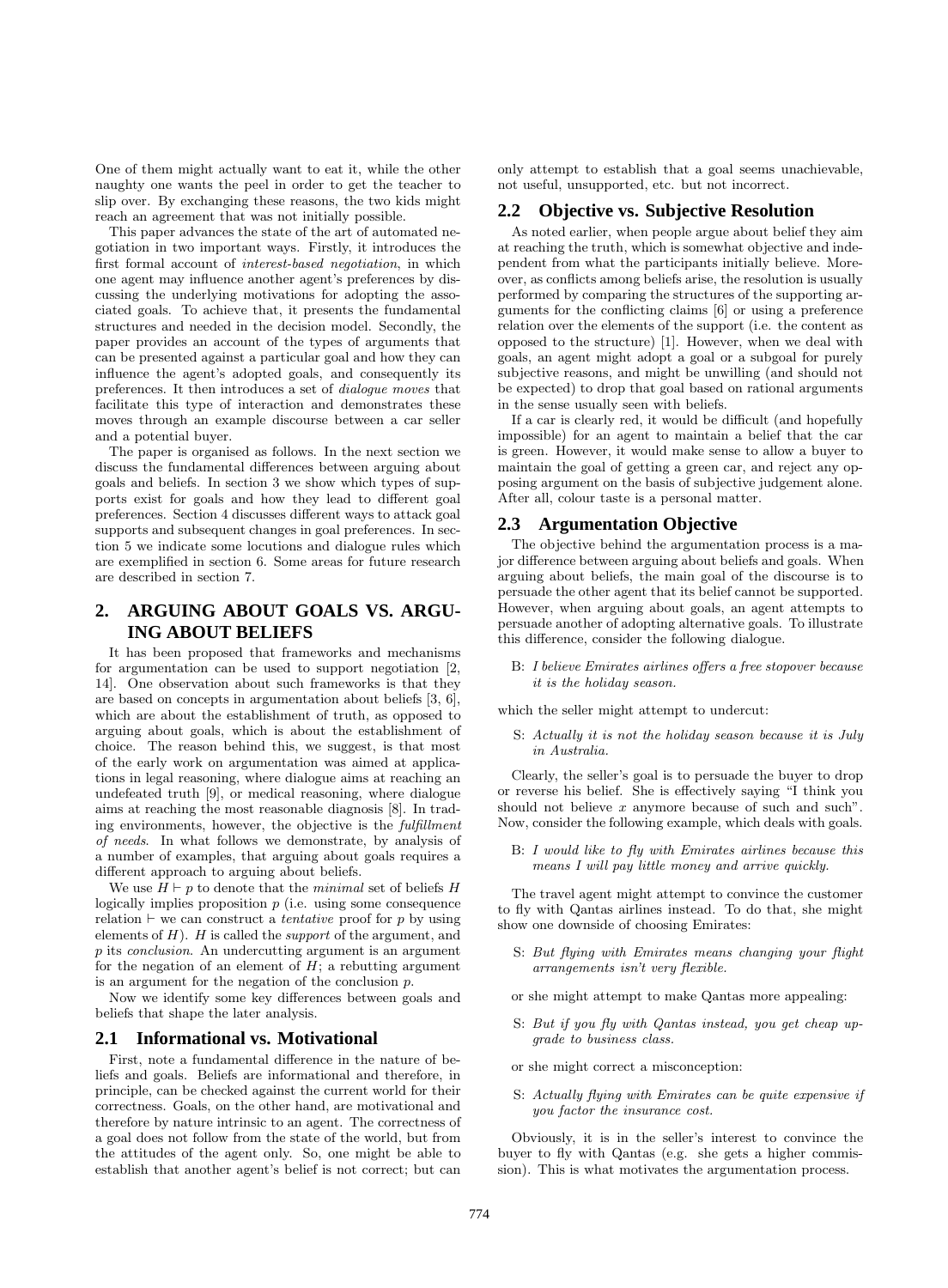One of them might actually want to eat it, while the other naughty one wants the peel in order to get the teacher to slip over. By exchanging these reasons, the two kids might reach an agreement that was not initially possible.

This paper advances the state of the art of automated negotiation in two important ways. Firstly, it introduces the first formal account of *interest-based negotiation*, in which one agent may influence another agent's preferences by discussing the underlying motivations for adopting the associated goals. To achieve that, it presents the fundamental structures and needed in the decision model. Secondly, the paper provides an account of the types of arguments that can be presented against a particular goal and how they can influence the agent's adopted goals, and consequently its preferences. It then introduces a set of *dialogue moves* that facilitate this type of interaction and demonstrates these moves through an example discourse between a car seller and a potential buyer.

The paper is organised as follows. In the next section we discuss the fundamental differences between arguing about goals and beliefs. In section 3 we show which types of supports exist for goals and how they lead to different goal preferences. Section 4 discusses different ways to attack goal supports and subsequent changes in goal preferences. In section 5 we indicate some locutions and dialogue rules which are exemplified in section 6. Some areas for future research are described in section 7.

## 2. ARGUING ABOUT GOALS VS. ARGUING ABOUT BELIEFS

It has been proposed that frameworks and mechanisms for argumentation can be used to support negotiation [2, 14]. One observation about such frameworks is that they are based on concepts in argumentation about beliefs [3, 6], which are about the establishment of truth, as opposed to arguing about goals, which is about the establishment of choice. The reason behind this, we suggest, is that most of the early work on argumentation was aimed at applications in legal reasoning, where dialogue aims at reaching an undefeated truth [9], or medical reasoning, where dialogue aims at reaching the most reasonable diagnosis [8]. In trading environments, however, the objective is the *fulfillment of needs*. In what follows we demonstrate, by analysis of a number of examples, that arguing about goals requires a different approach to arguing about beliefs.

We use $H \vdash p$ to denote that the *minimal* set of beliefs $H$ logically implies proposition $p$ (i.e. using some consequence relation $\vdash$ we can construct a *tentative* proof for $p$ by using elements of $H$). $H$ is called the *support* of the argument, and $p$ its *conclusion*. An undercutting argument is an argument for the negation of an element of $H$; a rebutting argument is an argument for the negation of the conclusion $p$.

Now we identify some key differences between goals and beliefs that shape the later analysis.

### 2.1 Informational vs. Motivational

First, note a fundamental difference in the nature of beliefs and goals. Beliefs are informational and therefore, in principle, can be checked against the current world for their correctness. Goals, on the other hand, are motivational and therefore by nature intrinsic to an agent. The correctness of a goal does not follow from the state of the world, but from the attitudes of the agent only. So, one might be able to establish that another agent's belief is not correct; but can only attempt to establish that a goal seems unachievable, not useful, unsupported, etc. but not incorrect.

### 2.2 Objective vs. Subjective Resolution

As noted earlier, when people argue about belief they aim at reaching the truth, which is somewhat objective and independent from what the participants initially believe. Moreover, as conflicts among beliefs arise, the resolution is usually performed by comparing the structures of the supporting arguments for the conflicting claims [6] or using a preference relation over the elements of the support (i.e. the content as opposed to the structure) [1]. However, when we deal with goals, an agent might adopt a goal or a subgoal for purely subjective reasons, and might be unwilling (and should not be expected) to drop that goal based on rational arguments in the sense usually seen with beliefs.

If a car is clearly red, it would be difficult (and hopefully impossible) for an agent to maintain a belief that the car is green. However, it would make sense to allow a buyer to maintain the goal of getting a green car, and reject any opposing argument on the basis of subjective judgement alone. After all, colour taste is a personal matter.

### 2.3 Argumentation Objective

The objective behind the argumentation process is a major difference between arguing about beliefs and goals. When arguing about beliefs, the main goal of the discourse is to persuade the other agent that its belief cannot be supported. However, when arguing about goals, an agent attempts to persuade another of adopting alternative goals. To illustrate this difference, consider the following dialogue.

B: *I believe Emirates airlines offers a free stopover because it is the holiday season.*

which the seller might attempt to undercut:

S: *Actually it is not the holiday season because it is July in Australia.*

Clearly, the seller's goal is to persuade the buyer to drop or reverse his belief. She is effectively saying "I think you should not believe $x$ anymore because of such and such". Now, consider the following example, which deals with goals.

B: *I would like to fly with Emirates airlines because this means I will pay little money and arrive quickly.*

The travel agent might attempt to convince the customer to fly with Qantas airlines instead. To do that, she might show one downside of choosing Emirates:

S: *But flying with Emirates means changing your flight arrangements isn't very flexible.*

or she might attempt to make Qantas more appealing:

S: *But if you fly with Qantas instead, you get cheap upgrade to business class.*

or she might correct a misconception:

S: *Actually flying with Emirates can be quite expensive if you factor the insurance cost.*

Obviously, it is in the seller's interest to convince the buyer to fly with Qantas (e.g. she gets a higher commission). This is what motivates the argumentation process.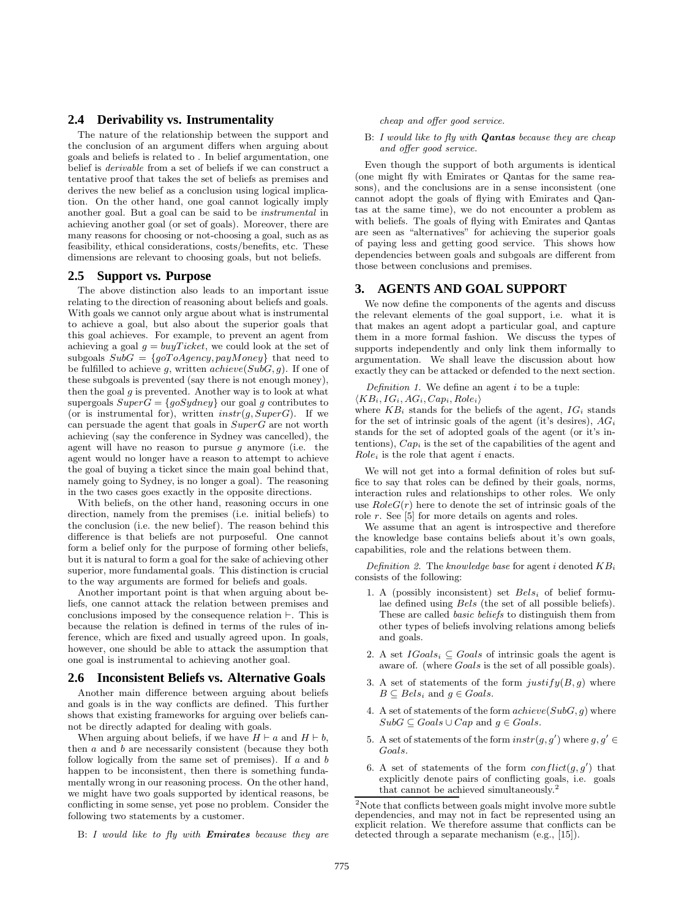## 2.4 Derivability vs. Instrumentality

The nature of the relationship between the support and the conclusion of an argument differs when arguing about goals and beliefs is related to . In belief argumentation, one belief is *derivable* from a set of beliefs if we can construct a tentative proof that takes the set of beliefs as premises and derives the new belief as a conclusion using logical implication. On the other hand, one goal cannot logically imply another goal. But a goal can be said to be *instrumental* in achieving another goal (or set of goals). Moreover, there are many reasons for choosing or not-choosing a goal, such as as feasibility, ethical considerations, costs/benefits, etc. These dimensions are relevant to choosing goals, but not beliefs.

## 2.5 Support vs. Purpose

The above distinction also leads to an important issue relating to the direction of reasoning about beliefs and goals. With goals we cannot only argue about what is instrumental to achieve a goal, but also about the superior goals that this goal achieves. For example, to prevent an agent from achieving a goal $g = buyTicket$, we could look at the set of subgoals $SubG = \{goToAgency, payMoney\}$ that need to be fulfilled to achieve $g$, written $achieve(SubG, g)$. If one of these subgoals is prevented (say there is not enough money), then the goal $g$ is prevented. Another way is to look at what supergoals $SuperG = \{goSydney\}$ our goal $g$ contributes to (or is instrumental for), written $instr(g, SuperG)$. If we can persuade the agent that goals in $SuperG$ are not worth achieving (say the conference in Sydney was cancelled), the agent will have no reason to pursue $g$ anymore (i.e. the agent would no longer have a reason to attempt to achieve the goal of buying a ticket since the main goal behind that, namely going to Sydney, is no longer a goal). The reasoning in the two cases goes exactly in the opposite directions.

With beliefs, on the other hand, reasoning occurs in one direction, namely from the premises (i.e. initial beliefs) to the conclusion (i.e. the new belief). The reason behind this difference is that beliefs are not purposeful. One cannot form a belief only for the purpose of forming other beliefs, but it is natural to form a goal for the sake of achieving other superior, more fundamental goals. This distinction is crucial to the way arguments are formed for beliefs and goals.

Another important point is that when arguing about beliefs, one cannot attack the relation between premises and conclusions imposed by the consequence relation $\vdash$. This is because the relation is defined in terms of the rules of inference, which are fixed and usually agreed upon. In goals, however, one should be able to attack the assumption that one goal is instrumental to achieving another goal.

## 2.6 Inconsistent Beliefs vs. Alternative Goals

Another main difference between arguing about beliefs and goals is in the way conflicts are defined. This further shows that existing frameworks for arguing over beliefs cannot be directly adapted for dealing with goals.

When arguing about beliefs, if we have $H \vdash a$ and $H \vdash b$, then $a$ and $b$ are necessarily consistent (because they both follow logically from the same set of premises). If $a$ and $b$ happen to be inconsistent, then there is something fundamentally wrong in our reasoning process. On the other hand, we might have two goals supported by identical reasons, be conflicting in some sense, yet pose no problem. Consider the following two statements by a customer.

B: *I would like to fly with* ***Emirates*** *because they are cheap and offer good service.*

B: *I would like to fly with* ***Qantas*** *because they are cheap and offer good service.*

Even though the support of both arguments is identical (one might fly with Emirates or Qantas for the same reasons), and the conclusions are in a sense inconsistent (one cannot adopt the goals of flying with Emirates and Qantas at the same time), we do not encounter a problem as with beliefs. The goals of flying with Emirates and Qantas are seen as "alternatives" for achieving the superior goals of paying less and getting good service. This shows how dependencies between goals and subgoals are different from those between conclusions and premises.

# 3. AGENTS AND GOAL SUPPORT

We now define the components of the agents and discuss the relevant elements of the goal support, i.e. what it is that makes an agent adopt a particular goal, and capture them in a more formal fashion. We discuss the types of supports independently and only link them informally to argumentation. We shall leave the discussion about how exactly they can be attacked or defended to the next section.

*Definition 1.* We define an agent $i$ to be a tuple:
$\langle KB_i, IG_i, AG_i, Cap_i, Role_i\rangle$
where $KB_i$ stands for the beliefs of the agent, $IG_i$ stands for the set of intrinsic goals of the agent (it's desires), $AG_i$ stands for the set of adopted goals of the agent (or it's intentions), $Cap_i$ is the set of the capabilities of the agent and $Role_i$ is the role that agent $i$ enacts.

We will not get into a formal definition of roles but suffice to say that roles can be defined by their goals, norms, interaction rules and relationships to other roles. We only use $RoleG(r)$ here to denote the set of intrinsic goals of the role $r$. See [5] for more details on agents and roles.

We assume that an agent is introspective and therefore the knowledge base contains beliefs about it's own goals, capabilities, role and the relations between them.

*Definition 2.* The *knowledge base* for agent $i$ denoted $KB_i$ consists of the following:

1. A (possibly inconsistent) set $Bels_i$ of belief formulae defined using $Bels$ (the set of all possible beliefs). These are called *basic beliefs* to distinguish them from other types of beliefs involving relations among beliefs and goals.
2. A set $IGoals_i \subseteq Goals$ of intrinsic goals the agent is aware of. (where $Goals$ is the set of all possible goals).
3. A set of statements of the form $justify(B, g)$ where $B \subseteq Bels_i$ and $g \in Goals$.
4. A set of statements of the form $achieve(SubG, g)$ where $SubG \subseteq Goals \cup Cap$ and $g \in Goals$.
5. A set of statements of the form $instr(g, g')$ where $g, g' \in Goals$.
6. A set of statements of the form $conflict(g, g')$ that explicitly denote pairs of conflicting goals, i.e. goals that cannot be achieved simultaneously.[2]

[2]Note that conflicts between goals might involve more subtle dependencies, and may not in fact be represented using an explicit relation. We therefore assume that conflicts can be detected through a separate mechanism (e.g., [15]).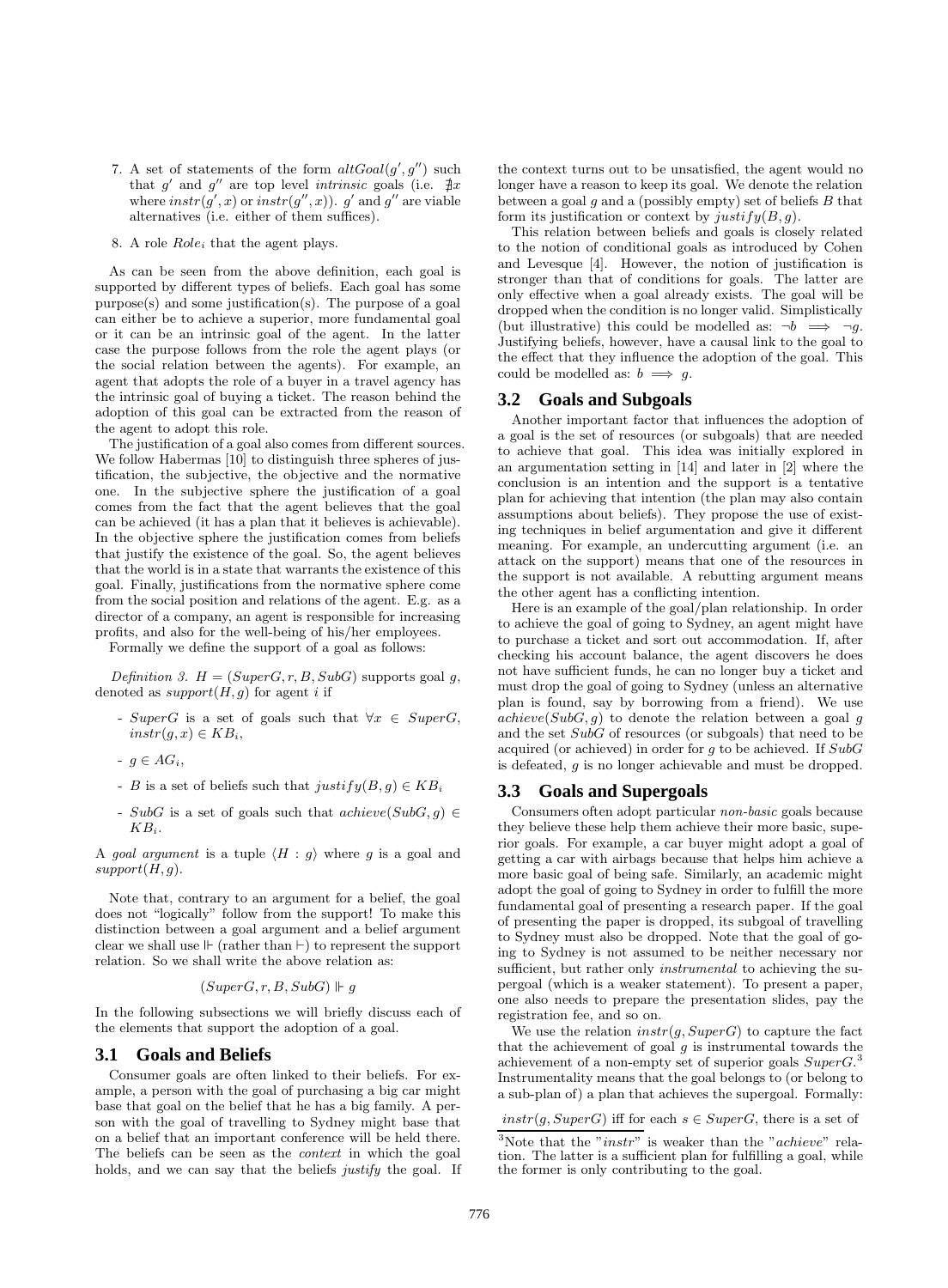7. A set of statements of the form $altGoal(g', g'')$ such that $g'$ and $g''$ are top level *intrinsic* goals (i.e. $\nexists x$ where $instr(g', x)$ or $instr(g'', x)$). $g'$ and $g''$ are viable alternatives (i.e. either of them suffices).

8. A role $Role_i$ that the agent plays.

As can be seen from the above definition, each goal is supported by different types of beliefs. Each goal has some purpose(s) and some justification(s). The purpose of a goal can either be to achieve a superior, more fundamental goal or it can be an intrinsic goal of the agent. In the latter case the purpose follows from the role the agent plays (or the social relation between the agents). For example, an agent that adopts the role of a buyer in a travel agency has the intrinsic goal of buying a ticket. The reason behind the adoption of this goal can be extracted from the reason of the agent to adopt this role.

The justification of a goal also comes from different sources. We follow Habermas [10] to distinguish three spheres of justification, the subjective, the objective and the normative one. In the subjective sphere the justification of a goal comes from the fact that the agent believes that the goal can be achieved (it has a plan that it believes is achievable). In the objective sphere the justification comes from beliefs that justify the existence of the goal. So, the agent believes that the world is in a state that warrants the existence of this goal. Finally, justifications from the normative sphere come from the social position and relations of the agent. E.g. as a director of a company, an agent is responsible for increasing profits, and also for the well-being of his/her employees.

Formally we define the support of a goal as follows:

*Definition 3.* $H = (SuperG, r, B, SubG)$ supports goal $g$, denoted as $support(H, g)$ for agent $i$ if

- $SuperG$ is a set of goals such that $\forall x \in SuperG$, $instr(g, x) \in KB_i$,
- $g \in AG_i$,
- $B$ is a set of beliefs such that $justify(B, g) \in KB_i$
- $SubG$ is a set of goals such that $achieve(SubG, g) \in KB_i$.

A *goal argument* is a tuple $\langle H : g \rangle$ where $g$ is a goal and $support(H, g)$.

Note that, contrary to an argument for a belief, the goal does not "logically" follow from the support! To make this distinction between a goal argument and a belief argument clear we shall use $\Vdash$ (rather than $\vdash$) to represent the support relation. So we shall write the above relation as:

$$(SuperG, r, B, SubG) \Vdash g$$

In the following subsections we will briefly discuss each of the elements that support the adoption of a goal.

## 3.1 Goals and Beliefs

Consumer goals are often linked to their beliefs. For example, a person with the goal of purchasing a big car might base that goal on the belief that he has a big family. A person with the goal of travelling to Sydney might base that on a belief that an important conference will be held there. The beliefs can be seen as the *context* in which the goal holds, and we can say that the beliefs *justify* the goal. If the context turns out to be unsatisfied, the agent would no longer have a reason to keep its goal. We denote the relation between a goal $g$ and a (possibly empty) set of beliefs $B$ that form its justification or context by $justify(B, g)$.

This relation between beliefs and goals is closely related to the notion of conditional goals as introduced by Cohen and Levesque [4]. However, the notion of justification is stronger than that of conditions for goals. The latter are only effective when a goal already exists. The goal will be dropped when the condition is no longer valid. Simplistically (but illustrative) this could be modelled as: $\neg b \implies \neg g$. Justifying beliefs, however, have a causal link to the goal to the effect that they influence the adoption of the goal. This could be modelled as: $b \implies g$.

## 3.2 Goals and Subgoals

Another important factor that influences the adoption of a goal is the set of resources (or subgoals) that are needed to achieve that goal. This idea was initially explored in an argumentation setting in [14] and later in [2] where the conclusion is an intention and the support is a tentative plan for achieving that intention (the plan may also contain assumptions about beliefs). They propose the use of existing techniques in belief argumentation and give it different meaning. For example, an undercutting argument (i.e. an attack on the support) means that one of the resources in the support is not available. A rebutting argument means the other agent has a conflicting intention.

Here is an example of the goal/plan relationship. In order to achieve the goal of going to Sydney, an agent might have to purchase a ticket and sort out accommodation. If, after checking his account balance, the agent discovers he does not have sufficient funds, he can no longer buy a ticket and must drop the goal of going to Sydney (unless an alternative plan is found, say by borrowing from a friend). We use $achieve(SubG, g)$ to denote the relation between a goal $g$ and the set $SubG$ of resources (or subgoals) that need to be acquired (or achieved) in order for $g$ to be achieved. If $SubG$ is defeated, $g$ is no longer achievable and must be dropped.

## 3.3 Goals and Supergoals

Consumers often adopt particular *non-basic* goals because they believe these help them achieve their more basic, superior goals. For example, a car buyer might adopt a goal of getting a car with airbags because that helps him achieve a more basic goal of being safe. Similarly, an academic might adopt the goal of going to Sydney in order to fulfill the more fundamental goal of presenting a research paper. If the goal of presenting the paper is dropped, its subgoal of travelling to Sydney must also be dropped. Note that the goal of going to Sydney is not assumed to be neither necessary nor sufficient, but rather only *instrumental* to achieving the supergoal (which is a weaker statement). To present a paper, one also needs to prepare the presentation slides, pay the registration fee, and so on.

We use the relation $instr(g, SuperG)$ to capture the fact that the achievement of goal $g$ is instrumental towards the achievement of a non-empty set of superior goals $SuperG$.[3] Instrumentality means that the goal belongs to (or belong to a sub-plan of) a plan that achieves the supergoal. Formally:

$instr(g, SuperG)$ iff for each $s \in SuperG$, there is a set of

[3]Note that the "*instr*" is weaker than the "*achieve*" relation. The latter is a sufficient plan for fulfilling a goal, while the former is only contributing to the goal.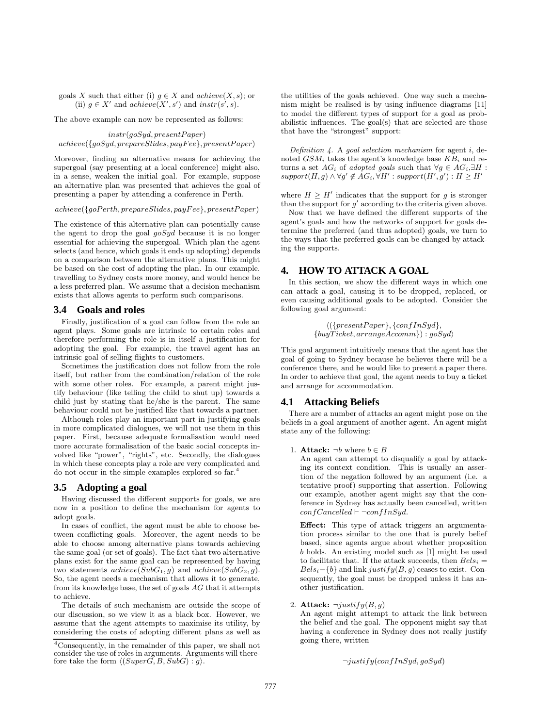goals $X$ such that either (i) $g \in X$ and $achieve(X, s)$; or (ii) $g \in X'$ and $achieve(X', s')$ and $instr(s', s)$.

The above example can now be represented as follows:

$$instr(goSyd, presentPaper)$$
$$achieve(\{goSyd, prepareSlides, payFee\}, presentPaper)$$

Moreover, finding an alternative means for achieving the supergoal (say presenting at a local conference) might also, in a sense, weaken the initial goal. For example, suppose an alternative plan was presented that achieves the goal of presenting a paper by attending a conference in Perth.

$$achieve(\{goPerth, prepareSlides, payFee\}, presentPaper)$$

The existence of this alternative plan can potentially cause the agent to drop the goal $goSyd$ because it is no longer essential for achieving the supergoal. Which plan the agent selects (and hence, which goals it ends up adopting) depends on a comparison between the alternative plans. This might be based on the cost of adopting the plan. In our example, travelling to Sydney costs more money, and would hence be a less preferred plan. We assume that a decision mechanism exists that allows agents to perform such comparisons.

### 3.4 Goals and roles

Finally, justification of a goal can follow from the role an agent plays. Some goals are intrinsic to certain roles and therefore performing the role is in itself a justification for adopting the goal. For example, the travel agent has an intrinsic goal of selling flights to customers.

Sometimes the justification does not follow from the role itself, but rather from the combination/relation of the role with some other roles. For example, a parent might justify behaviour (like telling the child to shut up) towards a child just by stating that he/she is the parent. The same behaviour could not be justified like that towards a partner.

Although roles play an important part in justifying goals in more complicated dialogues, we will not use them in this paper. First, because adequate formalisation would need more accurate formalisation of the basic social concepts involved like "power", "rights", etc. Secondly, the dialogues in which these concepts play a role are very complicated and do not occur in the simple examples explored so far.[4]

### 3.5 Adopting a goal

Having discussed the different supports for goals, we are now in a position to define the mechanism for agents to adopt goals.

In cases of conflict, the agent must be able to choose between conflicting goals. Moreover, the agent needs to be able to choose among alternative plans towards achieving the same goal (or set of goals). The fact that two alternative plans exist for the same goal can be represented by having two statements $achieve(SubG_1, g)$ and $achieve(SubG_2, g)$. So, the agent needs a mechanism that allows it to generate, from its knowledge base, the set of goals $AG$ that it attempts to achieve.

The details of such mechanism are outside the scope of our discussion, so we view it as a black box. However, we assume that the agent attempts to maximise its utility, by considering the costs of adopting different plans as well as the utilities of the goals achieved. One way such a mechanism might be realised is by using influence diagrams [11] to model the different types of support for a goal as probabilistic influences. The goal(s) that are selected are those that have the "strongest" support:

*Definition 4.* A *goal selection mechanism* for agent $i$, denoted $GSM_i$ takes the agent's knowledge base $KB_i$ and returns a set $AG_i$ of *adopted goals* such that $\forall g \in AG_i, \exists H : support(H, g) \wedge \forall g' \notin AG_i, \forall H' : support(H', g') : H \geq H'$

where $H \geq H'$ indicates that the support for $g$ is stronger than the support for $g'$ according to the criteria given above.

Now that we have defined the different supports of the agent's goals and how the networks of support for goals determine the preferred (and thus adopted) goals, we turn to the ways that the preferred goals can be changed by attacking the supports.

## 4. HOW TO ATTACK A GOAL

In this section, we show the different ways in which one can attack a goal, causing it to be dropped, replaced, or even causing additional goals to be adopted. Consider the following goal argument:

$$\langle(\{presentPaper\}, \{confInSyd\},$$
$$\{buyTicket, arrangeAccomm\}) : goSyd\rangle$$

This goal argument intuitively means that the agent has the goal of going to Sydney because he believes there will be a conference there, and he would like to present a paper there. In order to achieve that goal, the agent needs to buy a ticket and arrange for accommodation.

### 4.1 Attacking Beliefs

There are a number of attacks an agent might pose on the beliefs in a goal argument of another agent. An agent might state any of the following:

1. **Attack:** $\neg b$ where $b \in B$

   An agent can attempt to disqualify a goal by attacking its context condition. This is usually an assertion of the negation followed by an argument (i.e. a tentative proof) supporting that assertion. Following our example, another agent might say that the conference in Sydney has actually been cancelled, written $confCancelled \vdash \neg confInSyd$.

   **Effect:** This type of attack triggers an argumentation process similar to the one that is purely belief based, since agents argue about whether proposition $b$ holds. An existing model such as [1] might be used to facilitate that. If the attack succeeds, then $Bels_i = Bels_i - \{b\}$ and link $justify(B, g)$ ceases to exist. Consequently, the goal must be dropped unless it has another justification.

2. **Attack:** $\neg justify(B, g)$

   An agent might attempt to attack the link between the belief and the goal. The opponent might say that having a conference in Sydney does not really justify going there, written

$$\neg justify(confInSyd, goSyd)$$

[4]Consequently, in the remainder of this paper, we shall not consider the use of roles in arguments. Arguments will therefore take the form $\langle(SuperG, B, SubG) : g\rangle$.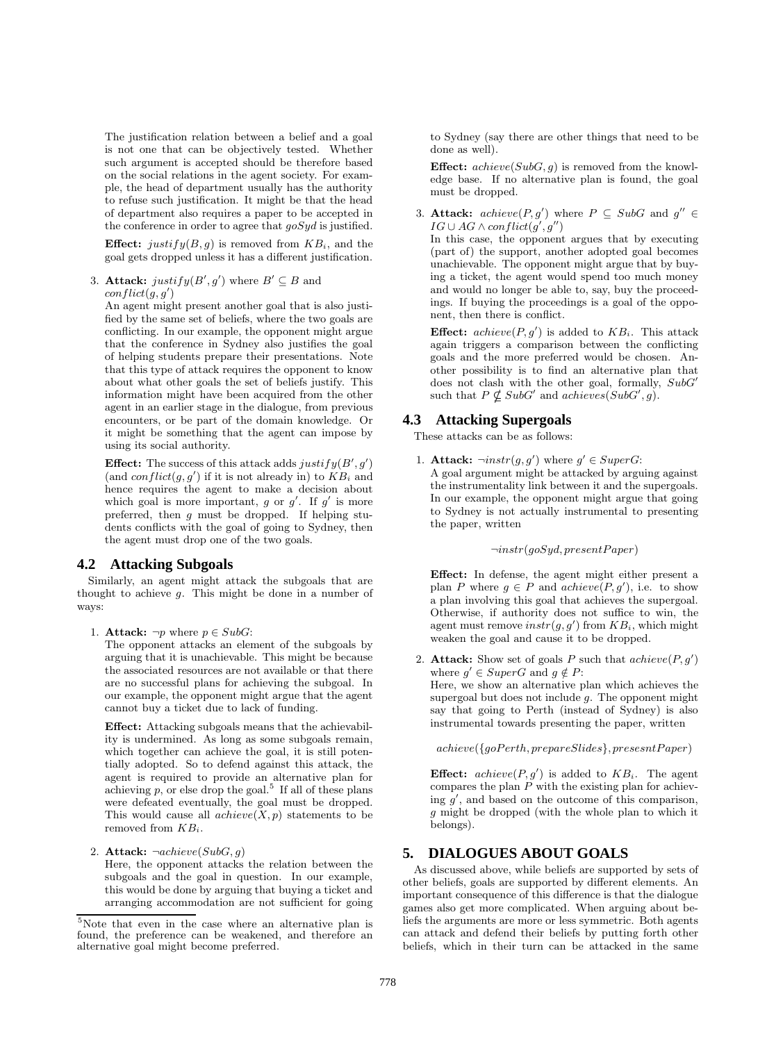The justification relation between a belief and a goal is not one that can be objectively tested. Whether such argument is accepted should be therefore based on the social relations in the agent society. For example, the head of department usually has the authority to refuse such justification. It might be that the head of department also requires a paper to be accepted in the conference in order to agree that $goSyd$ is justified.

**Effect:** $justify(B, g)$ is removed from $KB_i$, and the goal gets dropped unless it has a different justification.

3. **Attack:** $justify(B', g')$ where $B' \subseteq B$ and $conflict(g, g')$
   An agent might present another goal that is also justified by the same set of beliefs, where the two goals are conflicting. In our example, the opponent might argue that the conference in Sydney also justifies the goal of helping students prepare their presentations. Note that this type of attack requires the opponent to know about what other goals the set of beliefs justify. This information might have been acquired from the other agent in an earlier stage in the dialogue, from previous encounters, or be part of the domain knowledge. Or it might be something that the agent can impose by using its social authority.

   **Effect:** The success of this attack adds $justify(B', g')$ (and $conflict(g, g')$ if it is not already in) to $KB_i$ and hence requires the agent to make a decision about which goal is more important, $g$ or $g'$. If $g'$ is more preferred, then $g$ must be dropped. If helping students conflicts with the goal of going to Sydney, then the agent must drop one of the two goals.

## 4.2 Attacking Subgoals

Similarly, an agent might attack the subgoals that are thought to achieve $g$. This might be done in a number of ways:

1. **Attack:** $\neg p$ where $p \in SubG$:
   The opponent attacks an element of the subgoals by arguing that it is unachievable. This might be because the associated resources are not available or that there are no successful plans for achieving the subgoal. In our example, the opponent might argue that the agent cannot buy a ticket due to lack of funding.

   **Effect:** Attacking subgoals means that the achievability is undermined. As long as some subgoals remain, which together can achieve the goal, it is still potentially adopted. So to defend against this attack, the agent is required to provide an alternative plan for achieving $p$, or else drop the goal.[5] If all of these plans were defeated eventually, the goal must be dropped. This would cause all $achieve(X, p)$ statements to be removed from $KB_i$.

2. **Attack:** $\neg achieve(SubG, g)$
   Here, the opponent attacks the relation between the subgoals and the goal in question. In our example, this would be done by arguing that buying a ticket and arranging accommodation are not sufficient for going to Sydney (say there are other things that need to be done as well).

   **Effect:** $achieve(SubG, g)$ is removed from the knowledge base. If no alternative plan is found, the goal must be dropped.

3. **Attack:** $achieve(P, g')$ where $P \subseteq SubG$ and $g'' \in IG \cup AG \wedge conflict(g', g'')$
   In this case, the opponent argues that by executing (part of) the support, another adopted goal becomes unachievable. The opponent might argue that by buying a ticket, the agent would spend too much money and would no longer be able to, say, buy the proceedings. If buying the proceedings is a goal of the opponent, then there is conflict.

   **Effect:** $achieve(P, g')$ is added to $KB_i$. This attack again triggers a comparison between the conflicting goals and the more preferred would be chosen. Another possibility is to find an alternative plan that does not clash with the other goal, formally, $SubG'$ such that $P \nsubseteq SubG'$ and $achieves(SubG', g)$.

## 4.3 Attacking Supergoals

These attacks can be as follows:

1. **Attack:** $\neg instr(g, g')$ where $g' \in SuperG$:
   A goal argument might be attacked by arguing against the instrumentality link between it and the supergoals. In our example, the opponent might argue that going to Sydney is not actually instrumental to presenting the paper, written

   $$\neg instr(goSyd, presentPaper)$$

   **Effect:** In defense, the agent might either present a plan $P$ where $g \in P$ and $achieve(P, g')$, i.e. to show a plan involving this goal that achieves the supergoal. Otherwise, if authority does not suffice to win, the agent must remove $instr(g, g')$ from $KB_i$, which might weaken the goal and cause it to be dropped.

2. **Attack:** Show set of goals $P$ such that $achieve(P, g')$ where $g' \in SuperG$ and $g \notin P$:
   Here, we show an alternative plan which achieves the supergoal but does not include $g$. The opponent might say that going to Perth (instead of Sydney) is also instrumental towards presenting the paper, written

   $$achieve(\{goPerth, prepareSlides\}, presesntPaper)$$

   **Effect:** $achieve(P, g')$ is added to $KB_i$. The agent compares the plan $P$ with the existing plan for achieving $g'$, and based on the outcome of this comparison, $g$ might be dropped (with the whole plan to which it belongs).

# 5. DIALOGUES ABOUT GOALS

As discussed above, while beliefs are supported by sets of other beliefs, goals are supported by different elements. An important consequence of this difference is that the dialogue games also get more complicated. When arguing about beliefs the arguments are more or less symmetric. Both agents can attack and defend their beliefs by putting forth other beliefs, which in their turn can be attacked in the same

[5] Note that even in the case where an alternative plan is found, the preference can be weakened, and therefore an alternative goal might become preferred.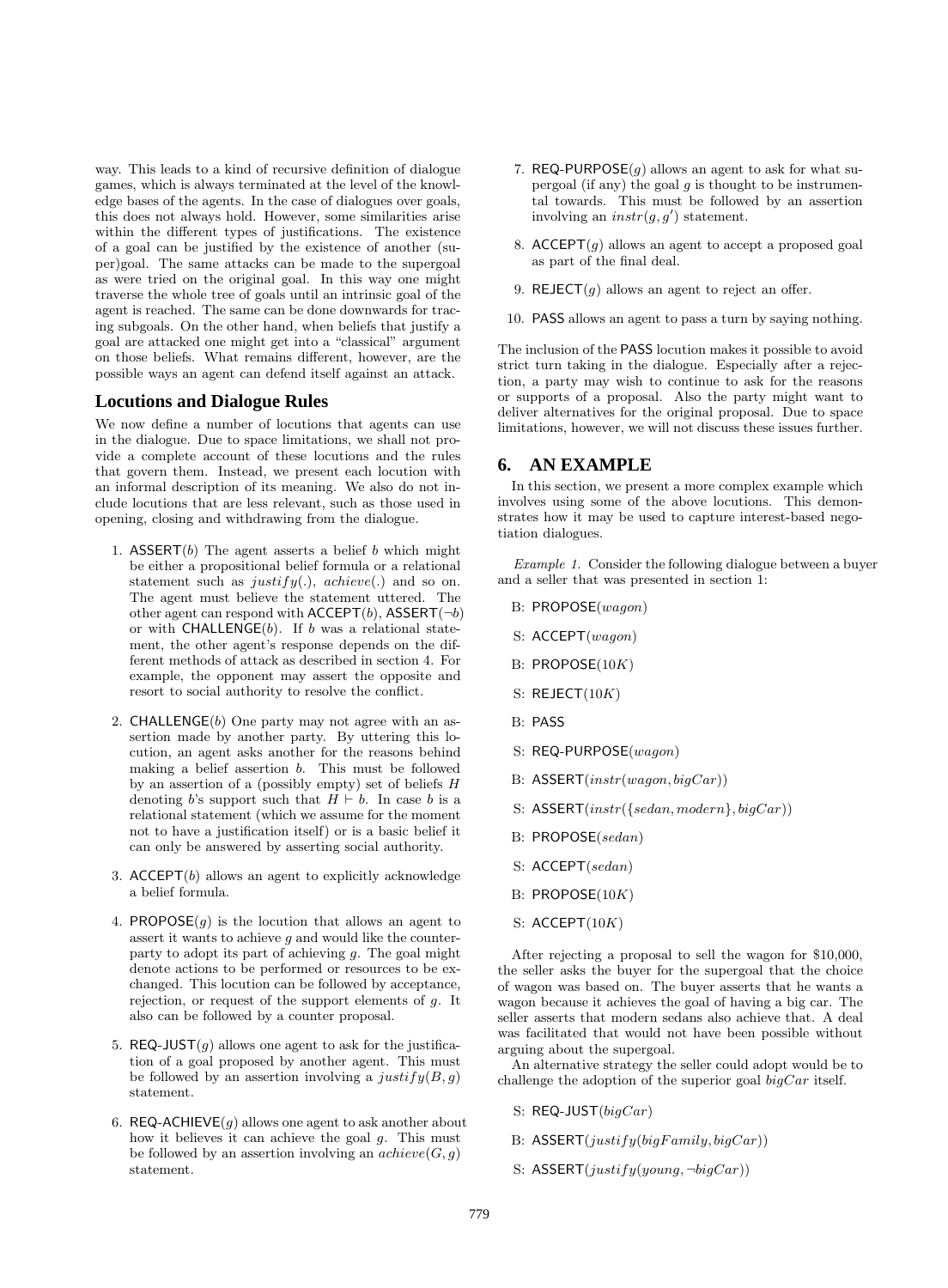way. This leads to a kind of recursive definition of dialogue games, which is always terminated at the level of the knowledge bases of the agents. In the case of dialogues over goals, this does not always hold. However, some similarities arise within the different types of justifications. The existence of a goal can be justified by the existence of another (super)goal. The same attacks can be made to the supergoal as were tried on the original goal. In this way one might traverse the whole tree of goals until an intrinsic goal of the agent is reached. The same can be done downwards for tracing subgoals. On the other hand, when beliefs that justify a goal are attacked one might get into a "classical" argument on those beliefs. What remains different, however, are the possible ways an agent can defend itself against an attack.

## Locutions and Dialogue Rules

We now define a number of locutions that agents can use in the dialogue. Due to space limitations, we shall not provide a complete account of these locutions and the rules that govern them. Instead, we present each locution with an informal description of its meaning. We also do not include locutions that are less relevant, such as those used in opening, closing and withdrawing from the dialogue.

1. $\mathsf{ASSERT}(b)$ The agent asserts a belief $b$ which might be either a propositional belief formula or a relational statement such as $justify(.)$, $achieve(.)$ and so on. The agent must believe the statement uttered. The other agent can respond with $\mathsf{ACCEPT}(b)$, $\mathsf{ASSERT}(\neg b)$ or with $\mathsf{CHALLENGE}(b)$. If $b$ was a relational statement, the other agent's response depends on the different methods of attack as described in section 4. For example, the opponent may assert the opposite and resort to social authority to resolve the conflict.

2. $\mathsf{CHALLENGE}(b)$ One party may not agree with an assertion made by another party. By uttering this locution, an agent asks another for the reasons behind making a belief assertion $b$. This must be followed by an assertion of a (possibly empty) set of beliefs $H$ denoting $b$'s support such that $H \vdash b$. In case $b$ is a relational statement (which we assume for the moment not to have a justification itself) or is a basic belief it can only be answered by asserting social authority.

3. $\mathsf{ACCEPT}(b)$ allows an agent to explicitly acknowledge a belief formula.

4. $\mathsf{PROPOSE}(g)$ is the locution that allows an agent to assert it wants to achieve $g$ and would like the counterparty to adopt its part of achieving $g$. The goal might denote actions to be performed or resources to be exchanged. This locution can be followed by acceptance, rejection, or request of the support elements of $g$. It also can be followed by a counter proposal.

5. $\mathsf{REQ\text{-}JUST}(g)$ allows one agent to ask for the justification of a goal proposed by another agent. This must be followed by an assertion involving a $justify(B, g)$ statement.

6. $\mathsf{REQ\text{-}ACHIEVE}(g)$ allows one agent to ask another about how it believes it can achieve the goal $g$. This must be followed by an assertion involving an $achieve(G, g)$ statement.

7. $\mathsf{REQ\text{-}PURPOSE}(g)$ allows an agent to ask for what supergoal (if any) the goal $g$ is thought to be instrumental towards. This must be followed by an assertion involving an $instr(g, g')$ statement.

8. $\mathsf{ACCEPT}(g)$ allows an agent to accept a proposed goal as part of the final deal.

9. $\mathsf{REJECT}(g)$ allows an agent to reject an offer.

10. $\mathsf{PASS}$ allows an agent to pass a turn by saying nothing.

The inclusion of the PASS locution makes it possible to avoid strict turn taking in the dialogue. Especially after a rejection, a party may wish to continue to ask for the reasons or supports of a proposal. Also the party might want to deliver alternatives for the original proposal. Due to space limitations, however, we will not discuss these issues further.

## 6. AN EXAMPLE

In this section, we present a more complex example which involves using some of the above locutions. This demonstrates how it may be used to capture interest-based negotiation dialogues.

*Example 1.* Consider the following dialogue between a buyer and a seller that was presented in section 1:

B: $\mathsf{PROPOSE}(wagon)$

S: $\mathsf{ACCEPT}(wagon)$

B: $\mathsf{PROPOSE}(10K)$

S: $\mathsf{REJECT}(10K)$

B: $\mathsf{PASS}$

S: $\mathsf{REQ\text{-}PURPOSE}(wagon)$

B: $\mathsf{ASSERT}(instr(wagon, bigCar))$

S: $\mathsf{ASSERT}(instr(\{sedan, modern\}, bigCar))$

B: $\mathsf{PROPOSE}(sedan)$

S: $\mathsf{ACCEPT}(sedan)$

B: $\mathsf{PROPOSE}(10K)$

S: $\mathsf{ACCEPT}(10K)$

After rejecting a proposal to sell the wagon for \$10,000, the seller asks the buyer for the supergoal that the choice of wagon was based on. The buyer asserts that he wants a wagon because it achieves the goal of having a big car. The seller asserts that modern sedans also achieve that. A deal was facilitated that would not have been possible without arguing about the supergoal.

An alternative strategy the seller could adopt would be to challenge the adoption of the superior goal $bigCar$ itself.

S: $\mathsf{REQ\text{-}JUST}(bigCar)$

B: $\mathsf{ASSERT}(justify(bigFamily, bigCar))$

S: $\mathsf{ASSERT}(justify(young, \neg bigCar))$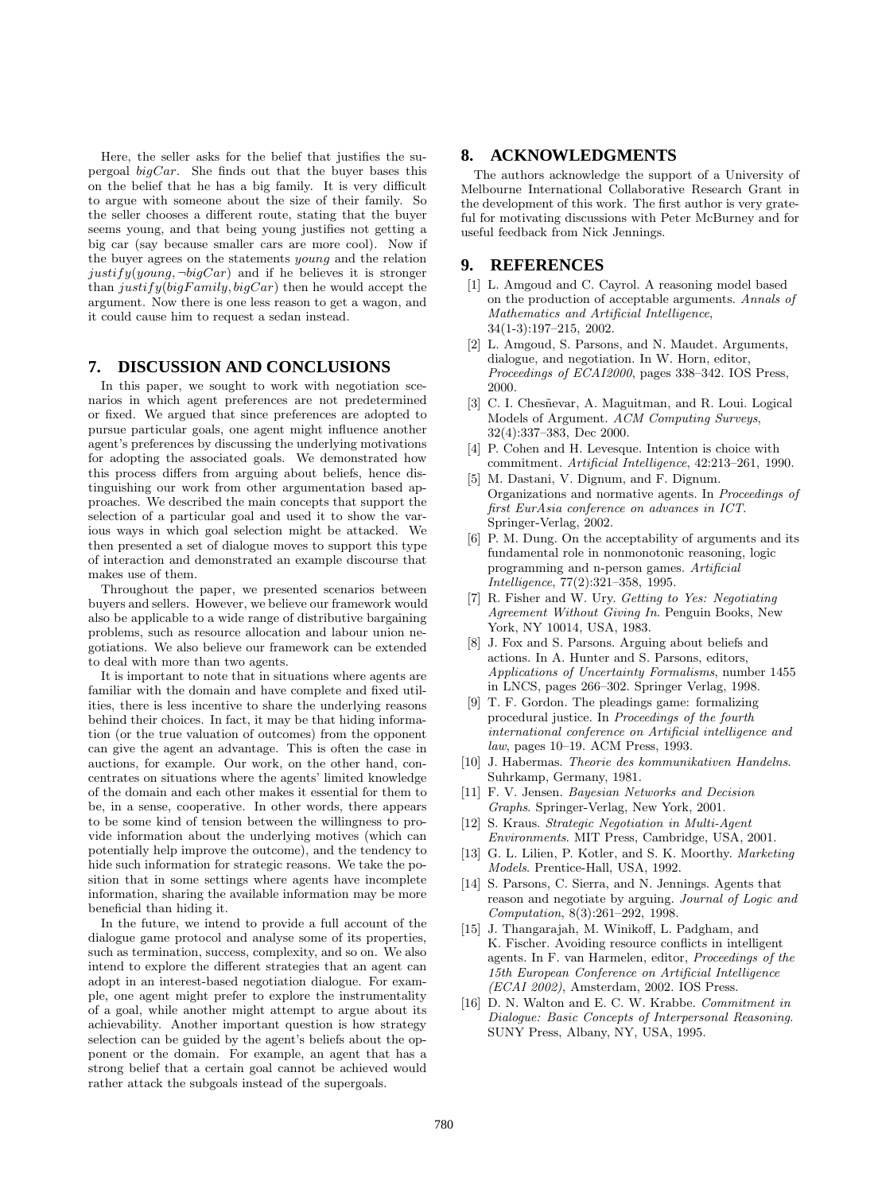Here, the seller asks for the belief that justifies the supergoal $bigCar$. She finds out that the buyer bases this on the belief that he has a big family. It is very difficult to argue with someone about the size of their family. So the seller chooses a different route, stating that the buyer seems young, and that being young justifies not getting a big car (say because smaller cars are more cool). Now if the buyer agrees on the statements $young$ and the relation $justify(young, \neg bigCar)$ and if he believes it is stronger than $justify(bigFamily, bigCar)$ then he would accept the argument. Now there is one less reason to get a wagon, and it could cause him to request a sedan instead.

## 7. DISCUSSION AND CONCLUSIONS

In this paper, we sought to work with negotiation scenarios in which agent preferences are not predetermined or fixed. We argued that since preferences are adopted to pursue particular goals, one agent might influence another agent's preferences by discussing the underlying motivations for adopting the associated goals. We demonstrated how this process differs from arguing about beliefs, hence distinguishing our work from other argumentation based approaches. We described the main concepts that support the selection of a particular goal and used it to show the various ways in which goal selection might be attacked. We then presented a set of dialogue moves to support this type of interaction and demonstrated an example discourse that makes use of them.

Throughout the paper, we presented scenarios between buyers and sellers. However, we believe our framework would also be applicable to a wide range of distributive bargaining problems, such as resource allocation and labour union negotiations. We also believe our framework can be extended to deal with more than two agents.

It is important to note that in situations where agents are familiar with the domain and have complete and fixed utilities, there is less incentive to share the underlying reasons behind their choices. In fact, it may be that hiding information (or the true valuation of outcomes) from the opponent can give the agent an advantage. This is often the case in auctions, for example. Our work, on the other hand, concentrates on situations where the agents' limited knowledge of the domain and each other makes it essential for them to be, in a sense, cooperative. In other words, there appears to be some kind of tension between the willingness to provide information about the underlying motives (which can potentially help improve the outcome), and the tendency to hide such information for strategic reasons. We take the position that in some settings where agents have incomplete information, sharing the available information may be more beneficial than hiding it.

In the future, we intend to provide a full account of the dialogue game protocol and analyse some of its properties, such as termination, success, complexity, and so on. We also intend to explore the different strategies that an agent can adopt in an interest-based negotiation dialogue. For example, one agent might prefer to explore the instrumentality of a goal, while another might attempt to argue about its achievability. Another important question is how strategy selection can be guided by the agent's beliefs about the opponent or the domain. For example, an agent that has a strong belief that a certain goal cannot be achieved would rather attack the subgoals instead of the supergoals.

## 8. ACKNOWLEDGMENTS

The authors acknowledge the support of a University of Melbourne International Collaborative Research Grant in the development of this work. The first author is very grateful for motivating discussions with Peter McBurney and for useful feedback from Nick Jennings.

## 9. REFERENCES

[1] L. Amgoud and C. Cayrol. A reasoning model based on the production of acceptable arguments. *Annals of Mathematics and Artificial Intelligence*, 34(1-3):197–215, 2002.

[2] L. Amgoud, S. Parsons, and N. Maudet. Arguments, dialogue, and negotiation. In W. Horn, editor, *Proceedings of ECAI2000*, pages 338–342. IOS Press, 2000.

[3] C. I. Chesñevar, A. Maguitman, and R. Loui. Logical Models of Argument. *ACM Computing Surveys*, 32(4):337–383, Dec 2000.

[4] P. Cohen and H. Levesque. Intention is choice with commitment. *Artificial Intelligence*, 42:213–261, 1990.

[5] M. Dastani, V. Dignum, and F. Dignum. Organizations and normative agents. In *Proceedings of first EurAsia conference on advances in ICT*. Springer-Verlag, 2002.

[6] P. M. Dung. On the acceptability of arguments and its fundamental role in nonmonotonic reasoning, logic programming and n-person games. *Artificial Intelligence*, 77(2):321–358, 1995.

[7] R. Fisher and W. Ury. *Getting to Yes: Negotiating Agreement Without Giving In*. Penguin Books, New York, NY 10014, USA, 1983.

[8] J. Fox and S. Parsons. Arguing about beliefs and actions. In A. Hunter and S. Parsons, editors, *Applications of Uncertainty Formalisms*, number 1455 in LNCS, pages 266–302. Springer Verlag, 1998.

[9] T. F. Gordon. The pleadings game: formalizing procedural justice. In *Proceedings of the fourth international conference on Artificial intelligence and law*, pages 10–19. ACM Press, 1993.

[10] J. Habermas. *Theorie des kommunikativen Handelns*. Suhrkamp, Germany, 1981.

[11] F. V. Jensen. *Bayesian Networks and Decision Graphs*. Springer-Verlag, New York, 2001.

[12] S. Kraus. *Strategic Negotiation in Multi-Agent Environments*. MIT Press, Cambridge, USA, 2001.

[13] G. L. Lilien, P. Kotler, and S. K. Moorthy. *Marketing Models*. Prentice-Hall, USA, 1992.

[14] S. Parsons, C. Sierra, and N. Jennings. Agents that reason and negotiate by arguing. *Journal of Logic and Computation*, 8(3):261–292, 1998.

[15] J. Thangarajah, M. Winikoff, L. Padgham, and K. Fischer. Avoiding resource conflicts in intelligent agents. In F. van Harmelen, editor, *Proceedings of the 15th European Conference on Artificial Intelligence (ECAI 2002)*, Amsterdam, 2002. IOS Press.

[16] D. N. Walton and E. C. W. Krabbe. *Commitment in Dialogue: Basic Concepts of Interpersonal Reasoning*. SUNY Press, Albany, NY, USA, 1995.